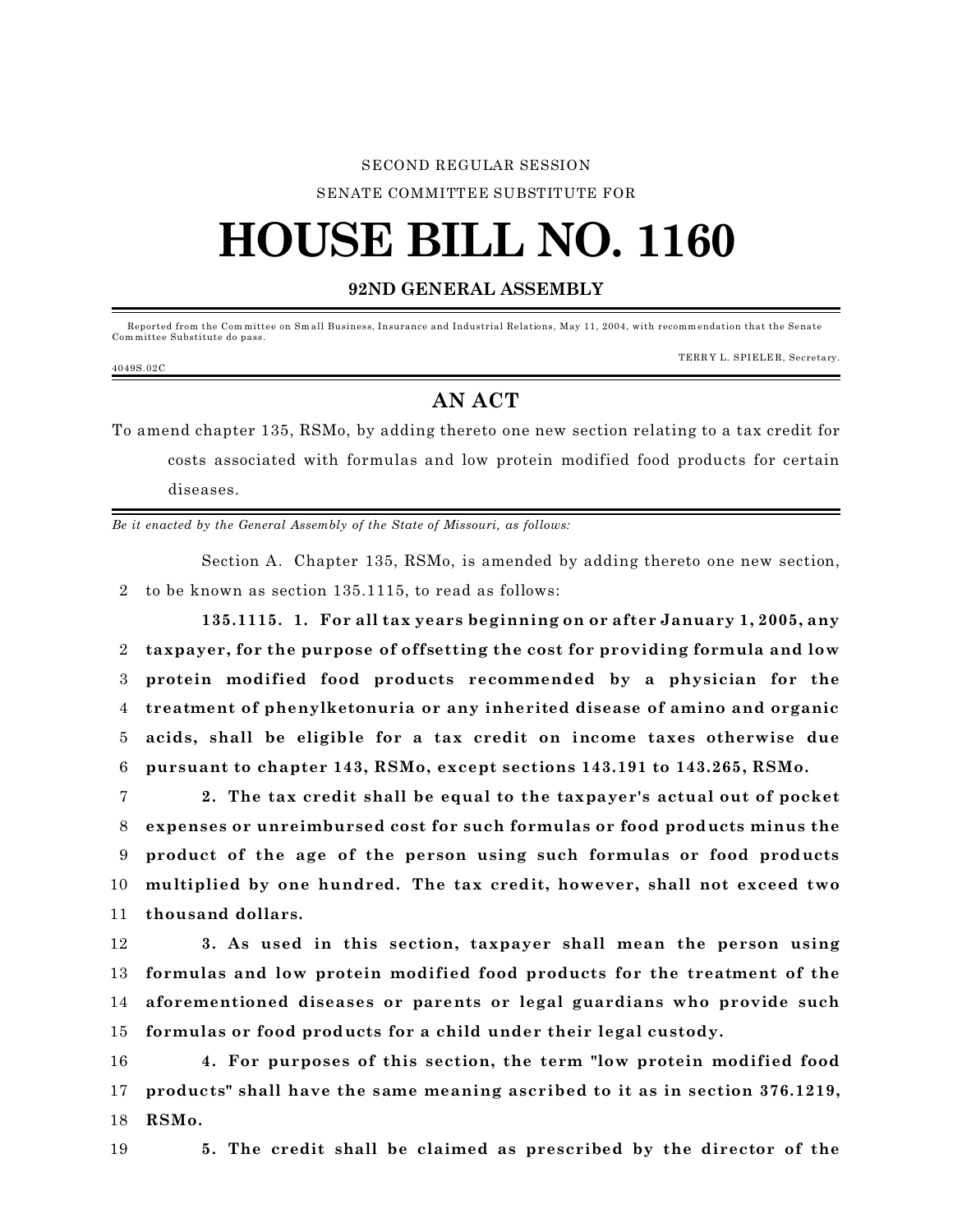SECOND REGULAR SESSION

SENATE COMMITTEE SUBSTITUTE FOR

# HOUSE BILL NO. 1160

## 92ND GENERAL ASSEMBLY

---

Reported from the Committee on Small Business, Insurance and Industrial Relations, May 11, 2004, with recommendation that the Senate Committee Substitute do pass.

TERRY L. SPIELER, Secretary.

4049S.02C

---

## AN ACT

To amend chapter 135, RSMo, by adding thereto one new section relating to a tax credit for costs associated with formulas and low protein modified food products for certain diseases.

---

*Be it enacted by the General Assembly of the State of Missouri, as follows:*

Section A. Chapter 135, RSMo, is amended by adding thereto one new section, 2 to be known as section 135.1115, to read as follows:

**135.1115. 1. For all tax years beginning on or after January 1, 2005, any 2 taxpayer, for the purpose of offsetting the cost for providing formula and low 3 protein modified food products recommended by a physician for the 4 treatment of phenylketonuria or any inherited disease of amino and organic 5 acids, shall be eligible for a tax credit on income taxes otherwise due 6 pursuant to chapter 143, RSMo, except sections 143.191 to 143.265, RSMo.**

7 **2. The tax credit shall be equal to the taxpayer's actual out of pocket 8 expenses or unreimbursed cost for such formulas or food products minus the 9 product of the age of the person using such formulas or food products 10 multiplied by one hundred. The tax credit, however, shall not exceed two 11 thousand dollars.**

12 **3. As used in this section, taxpayer shall mean the person using 13 formulas and low protein modified food products for the treatment of the 14 aforementioned diseases or parents or legal guardians who provide such 15 formulas or food products for a child under their legal custody.**

16 **4. For purposes of this section, the term "low protein modified food 17 products" shall have the same meaning ascribed to it as in section 376.1219, 18 RSMo.**

19 **5. The credit shall be claimed as prescribed by the director of the**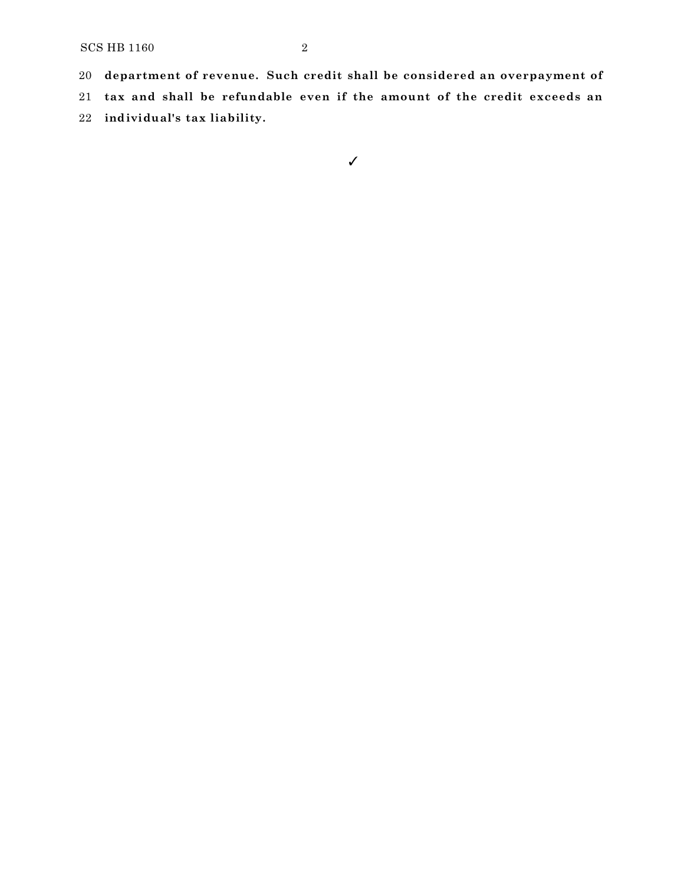20 **department of revenue. Such credit shall be considered an overpayment of**
21 **tax and shall be refundable even if the amount of the credit exceeds an**
22 **individual's tax liability.**

✓